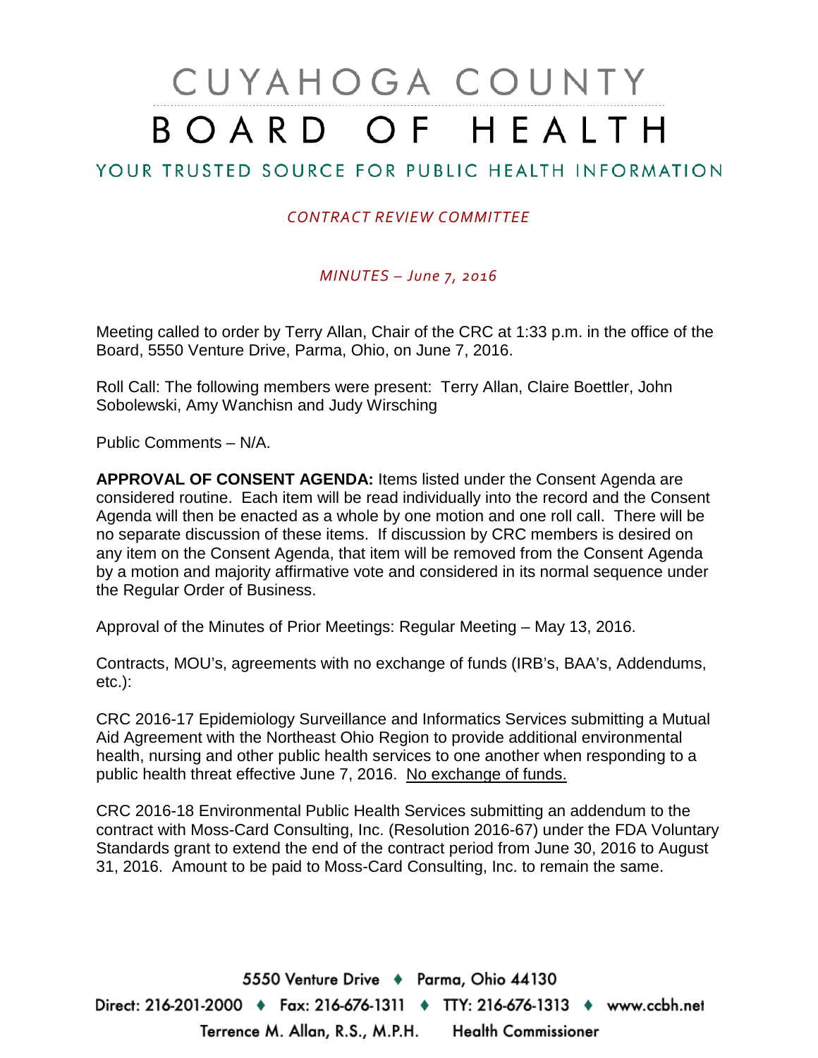# CUYAHOGA COUNTY BOARD OF HEALTH

## YOUR TRUSTED SOURCE FOR PUBLIC HEALTH INFORMATION

*CONTRACT REVIEW COMMITTEE*

*MINUTES – June 7, 2016*

Meeting called to order by Terry Allan, Chair of the CRC at 1:33 p.m. in the office of the Board, 5550 Venture Drive, Parma, Ohio, on June 7, 2016.

Roll Call: The following members were present: Terry Allan, Claire Boettler, John Sobolewski, Amy Wanchisn and Judy Wirsching

Public Comments – N/A.

**APPROVAL OF CONSENT AGENDA:** Items listed under the Consent Agenda are considered routine. Each item will be read individually into the record and the Consent Agenda will then be enacted as a whole by one motion and one roll call. There will be no separate discussion of these items. If discussion by CRC members is desired on any item on the Consent Agenda, that item will be removed from the Consent Agenda by a motion and majority affirmative vote and considered in its normal sequence under the Regular Order of Business.

Approval of the Minutes of Prior Meetings: Regular Meeting – May 13, 2016.

Contracts, MOU's, agreements with no exchange of funds (IRB's, BAA's, Addendums, etc.):

CRC 2016-17 Epidemiology Surveillance and Informatics Services submitting a Mutual Aid Agreement with the Northeast Ohio Region to provide additional environmental health, nursing and other public health services to one another when responding to a public health threat effective June 7, 2016. No exchange of funds.

CRC 2016-18 Environmental Public Health Services submitting an addendum to the contract with Moss-Card Consulting, Inc. (Resolution 2016-67) under the FDA Voluntary Standards grant to extend the end of the contract period from June 30, 2016 to August 31, 2016. Amount to be paid to Moss-Card Consulting, Inc. to remain the same.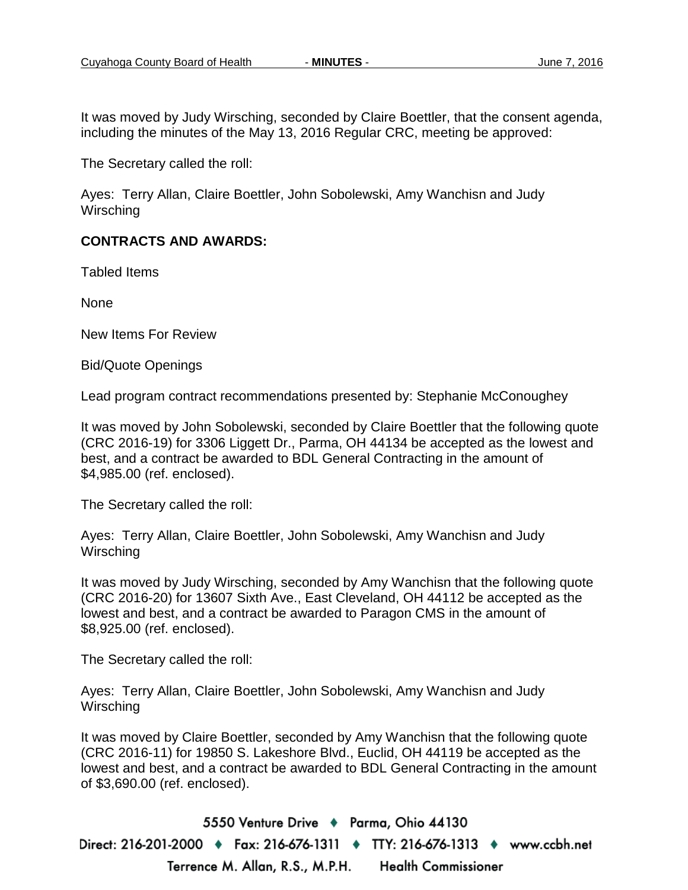It was moved by Judy Wirsching, seconded by Claire Boettler, that the consent agenda, including the minutes of the May 13, 2016 Regular CRC, meeting be approved:

The Secretary called the roll:

Ayes: Terry Allan, Claire Boettler, John Sobolewski, Amy Wanchisn and Judy Wirsching

**CONTRACTS AND AWARDS:**

Tabled Items

None

New Items For Review

Bid/Quote Openings

Lead program contract recommendations presented by: Stephanie McConoughey

It was moved by John Sobolewski, seconded by Claire Boettler that the following quote (CRC 2016-19) for 3306 Liggett Dr., Parma, OH 44134 be accepted as the lowest and best, and a contract be awarded to BDL General Contracting in the amount of $4,985.00 (ref. enclosed).

The Secretary called the roll:

Ayes: Terry Allan, Claire Boettler, John Sobolewski, Amy Wanchisn and Judy Wirsching

It was moved by Judy Wirsching, seconded by Amy Wanchisn that the following quote (CRC 2016-20) for 13607 Sixth Ave., East Cleveland, OH 44112 be accepted as the lowest and best, and a contract be awarded to Paragon CMS in the amount of $8,925.00 (ref. enclosed).

The Secretary called the roll:

Ayes: Terry Allan, Claire Boettler, John Sobolewski, Amy Wanchisn and Judy Wirsching

It was moved by Claire Boettler, seconded by Amy Wanchisn that the following quote (CRC 2016-11) for 19850 S. Lakeshore Blvd., Euclid, OH 44119 be accepted as the lowest and best, and a contract be awarded to BDL General Contracting in the amount of $3,690.00 (ref. enclosed).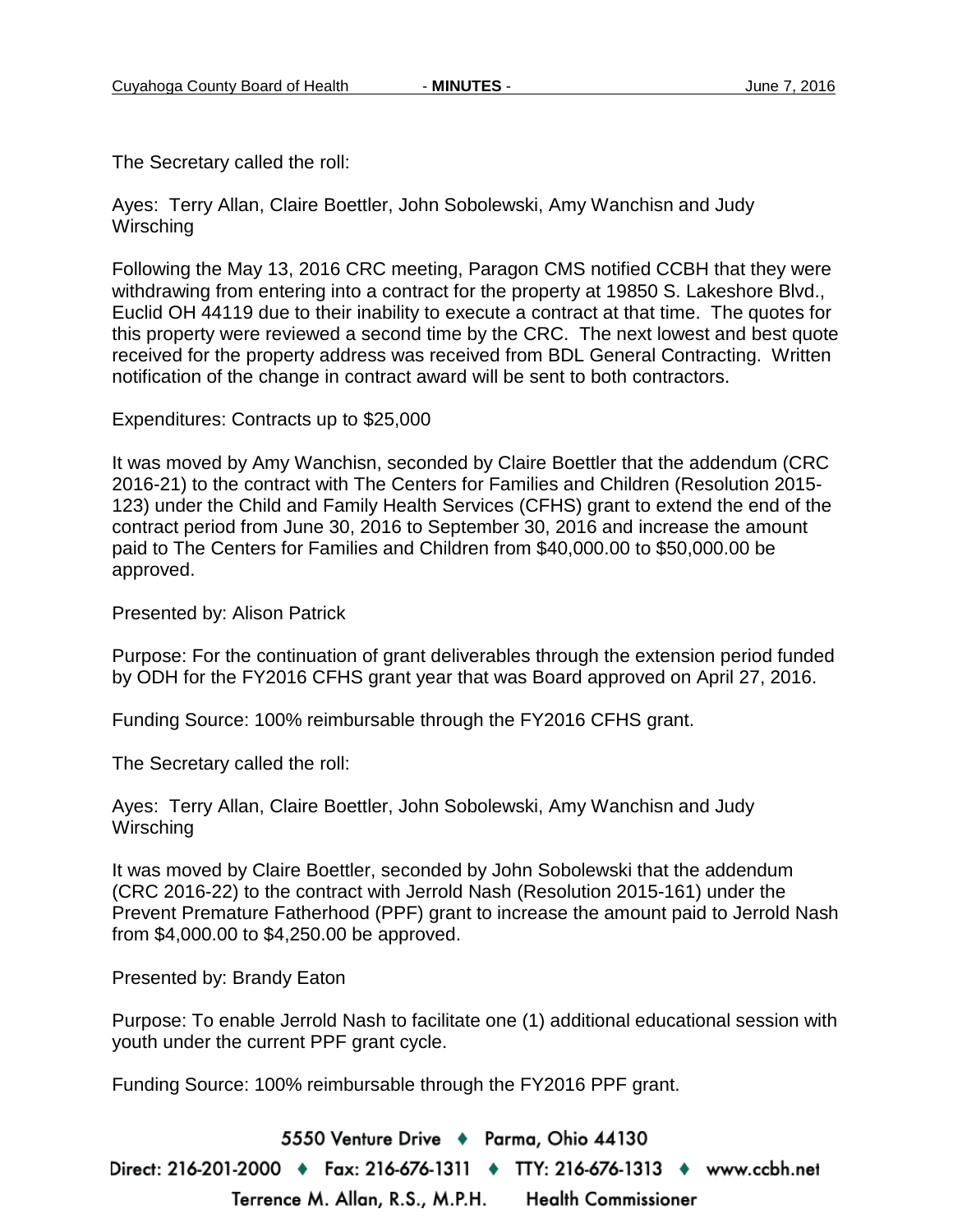The Secretary called the roll:

Ayes: Terry Allan, Claire Boettler, John Sobolewski, Amy Wanchisn and Judy Wirsching

Following the May 13, 2016 CRC meeting, Paragon CMS notified CCBH that they were withdrawing from entering into a contract for the property at 19850 S. Lakeshore Blvd., Euclid OH 44119 due to their inability to execute a contract at that time. The quotes for this property were reviewed a second time by the CRC. The next lowest and best quote received for the property address was received from BDL General Contracting. Written notification of the change in contract award will be sent to both contractors.

Expenditures: Contracts up to $25,000

It was moved by Amy Wanchisn, seconded by Claire Boettler that the addendum (CRC 2016-21) to the contract with The Centers for Families and Children (Resolution 2015-123) under the Child and Family Health Services (CFHS) grant to extend the end of the contract period from June 30, 2016 to September 30, 2016 and increase the amount paid to The Centers for Families and Children from $40,000.00 to $50,000.00 be approved.

Presented by: Alison Patrick

Purpose: For the continuation of grant deliverables through the extension period funded by ODH for the FY2016 CFHS grant year that was Board approved on April 27, 2016.

Funding Source: 100% reimbursable through the FY2016 CFHS grant.

The Secretary called the roll:

Ayes: Terry Allan, Claire Boettler, John Sobolewski, Amy Wanchisn and Judy Wirsching

It was moved by Claire Boettler, seconded by John Sobolewski that the addendum (CRC 2016-22) to the contract with Jerrold Nash (Resolution 2015-161) under the Prevent Premature Fatherhood (PPF) grant to increase the amount paid to Jerrold Nash from $4,000.00 to $4,250.00 be approved.

Presented by: Brandy Eaton

Purpose: To enable Jerrold Nash to facilitate one (1) additional educational session with youth under the current PPF grant cycle.

Funding Source: 100% reimbursable through the FY2016 PPF grant.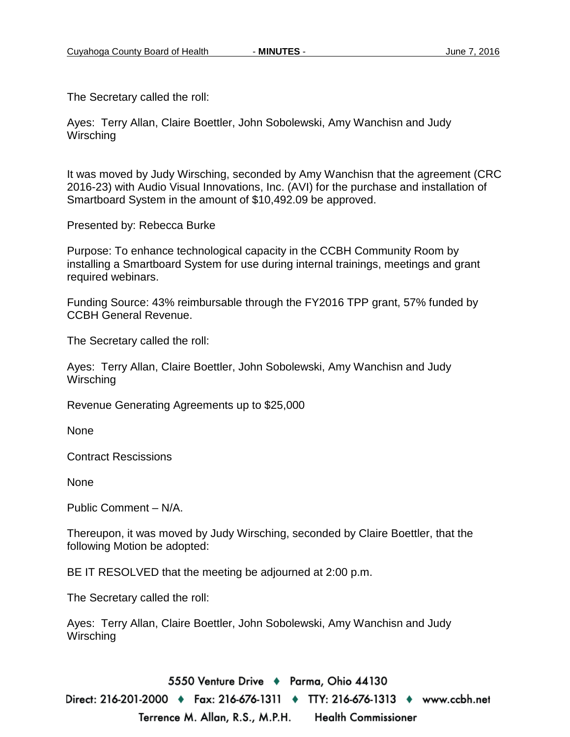The Secretary called the roll:

Ayes: Terry Allan, Claire Boettler, John Sobolewski, Amy Wanchisn and Judy Wirsching

It was moved by Judy Wirsching, seconded by Amy Wanchisn that the agreement (CRC 2016-23) with Audio Visual Innovations, Inc. (AVI) for the purchase and installation of Smartboard System in the amount of $10,492.09 be approved.

Presented by: Rebecca Burke

Purpose: To enhance technological capacity in the CCBH Community Room by installing a Smartboard System for use during internal trainings, meetings and grant required webinars.

Funding Source: 43% reimbursable through the FY2016 TPP grant, 57% funded by CCBH General Revenue.

The Secretary called the roll:

Ayes: Terry Allan, Claire Boettler, John Sobolewski, Amy Wanchisn and Judy Wirsching

Revenue Generating Agreements up to $25,000

None

Contract Rescissions

None

Public Comment – N/A.

Thereupon, it was moved by Judy Wirsching, seconded by Claire Boettler, that the following Motion be adopted:

BE IT RESOLVED that the meeting be adjourned at 2:00 p.m.

The Secretary called the roll:

Ayes: Terry Allan, Claire Boettler, John Sobolewski, Amy Wanchisn and Judy Wirsching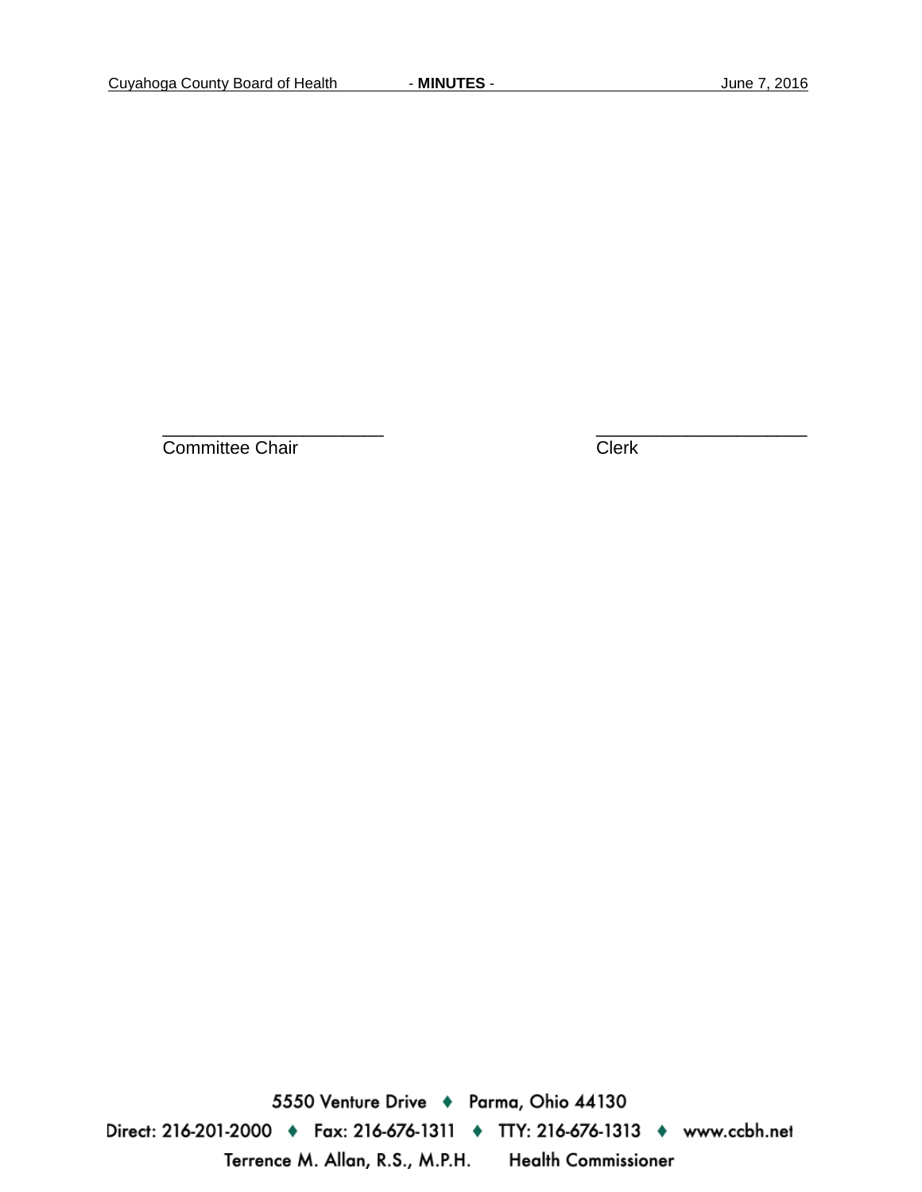\_\_\_\_\_\_\_\_\_\_\_\_\_\_\_\_\_\_\_\_\_\_\_ Committee Chair

\_\_\_\_\_\_\_\_\_\_\_\_\_\_\_\_\_\_\_\_\_\_ Clerk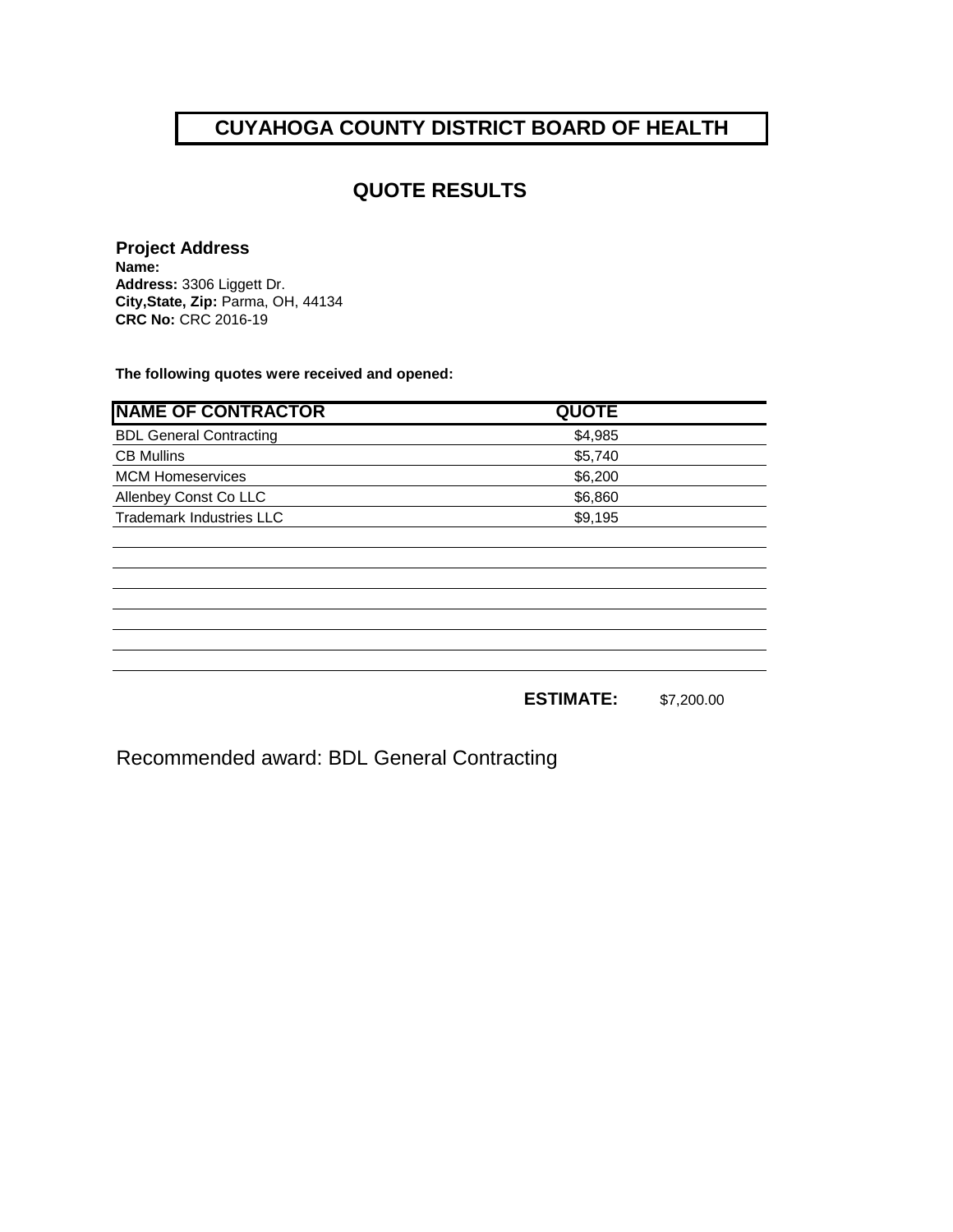# CUYAHOGA COUNTY DISTRICT BOARD OF HEALTH

## QUOTE RESULTS

**Project Address**
**Name:**
**Address:** 3306 Liggett Dr.
**City,State, Zip:** Parma, OH, 44134
**CRC No:** CRC 2016-19

**The following quotes were received and opened:**

| NAME OF CONTRACTOR | QUOTE |
|---|---|
| BDL General Contracting | $4,985 |
| CB Mullins | $5,740 |
| MCM Homeservices | $6,200 |
| Allenbey Const Co LLC | $6,860 |
| Trademark Industries LLC | $9,195 |

**ESTIMATE:** $7,200.00

Recommended award: BDL General Contracting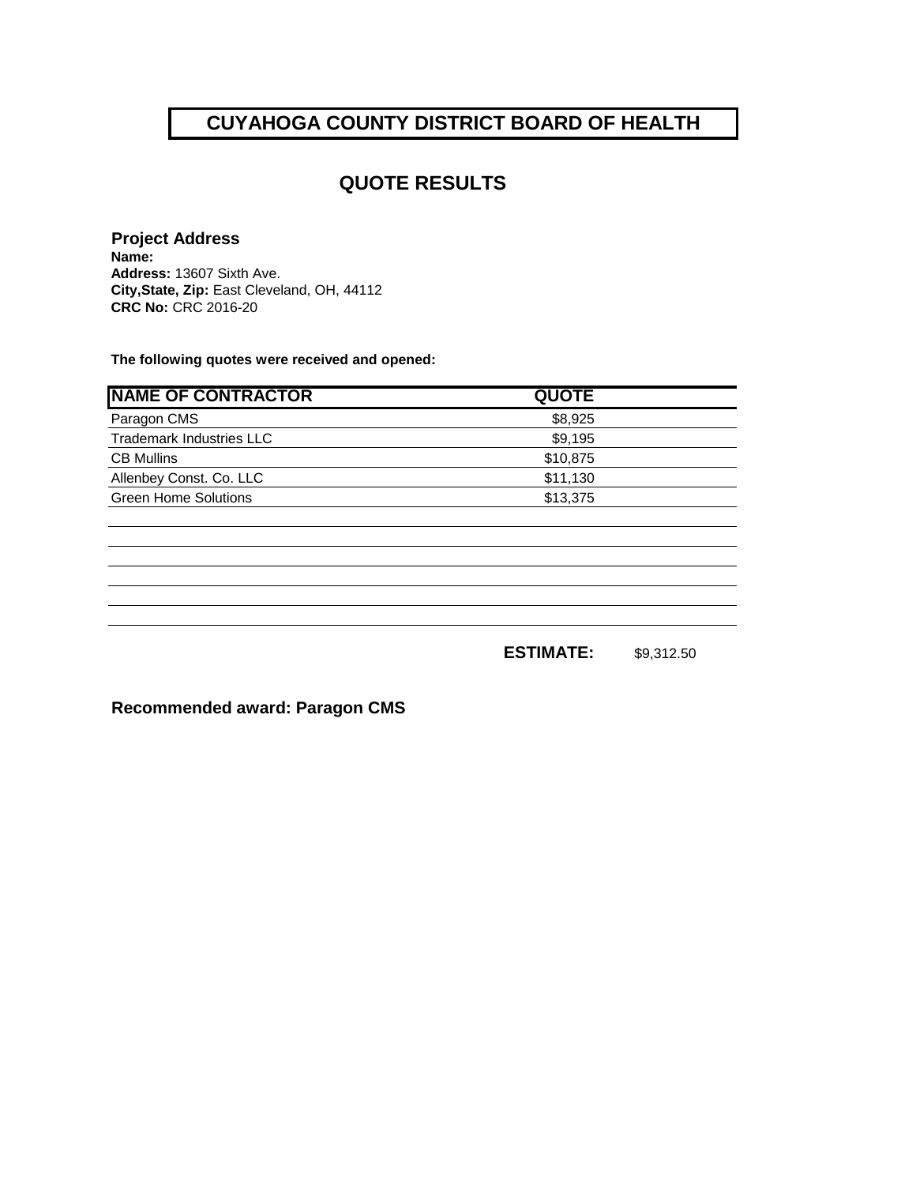# CUYAHOGA COUNTY DISTRICT BOARD OF HEALTH

## QUOTE RESULTS

**Project Address**
**Name:**
**Address:** 13607 Sixth Ave.
**City,State, Zip:** East Cleveland, OH, 44112
**CRC No:** CRC 2016-20

**The following quotes were received and opened:**

| NAME OF CONTRACTOR | QUOTE |
|---|---|
| Paragon CMS | $8,925 |
| Trademark Industries LLC | $9,195 |
| CB Mullins | $10,875 |
| Allenbey Const. Co. LLC | $11,130 |
| Green Home Solutions | $13,375 |
| | |
| | |
| | |
| | |
| | |
| | |

**ESTIMATE:** $9,312.50

**Recommended award: Paragon CMS**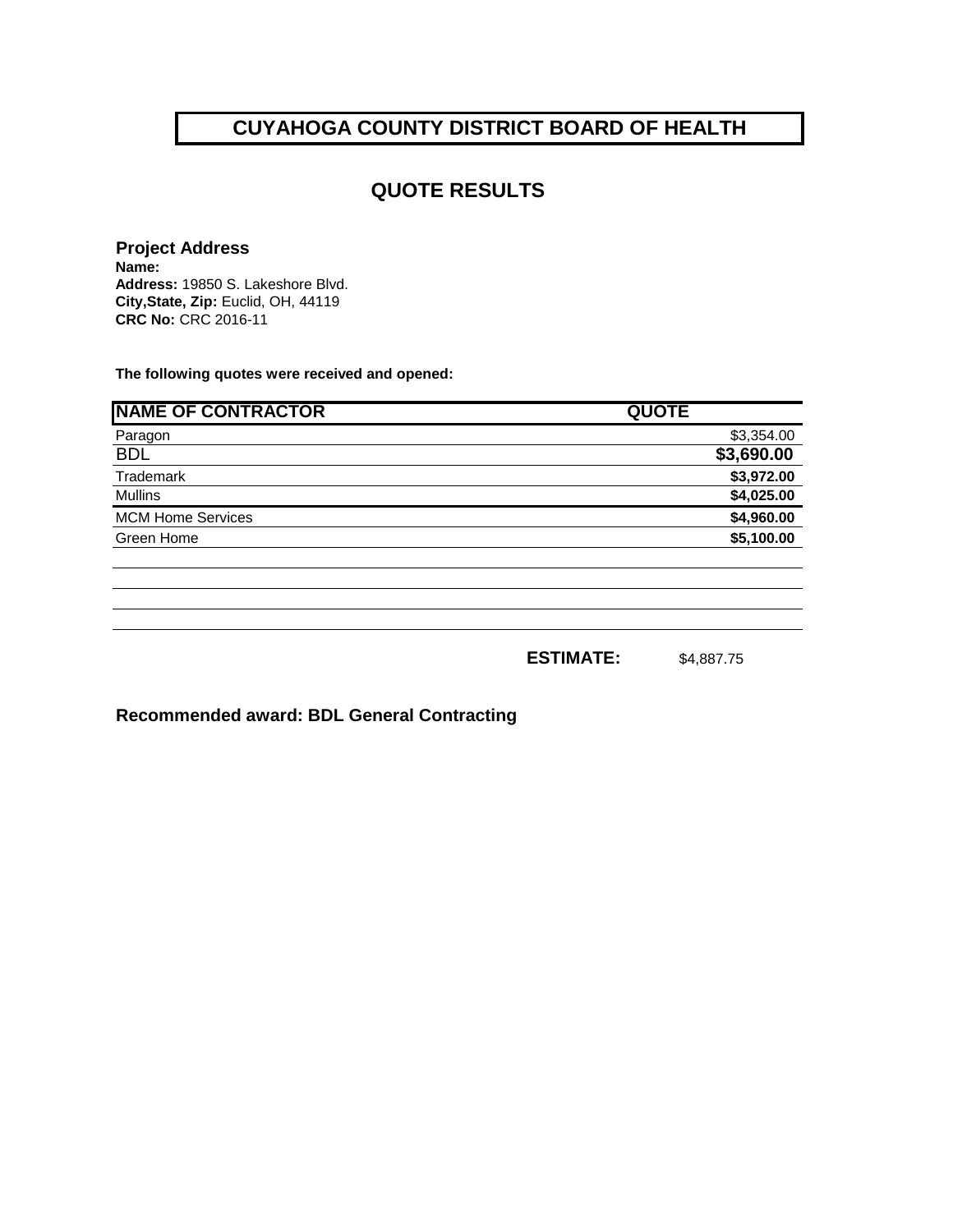# CUYAHOGA COUNTY DISTRICT BOARD OF HEALTH

## QUOTE RESULTS

**Project Address**
**Name:**
**Address:** 19850 S. Lakeshore Blvd.
**City,State, Zip:** Euclid, OH, 44119
**CRC No:** CRC 2016-11

**The following quotes were received and opened:**

| NAME OF CONTRACTOR | QUOTE |
|---|---|
| Paragon | $3,354.00 |
| BDL | **$3,690.00** |
| Trademark | **$3,972.00** |
| Mullins | **$4,025.00** |
| MCM Home Services | **$4,960.00** |
| Green Home | **$5,100.00** |
| | |
| | |
| | |
| | |

**ESTIMATE:** $4,887.75

**Recommended award: BDL General Contracting**